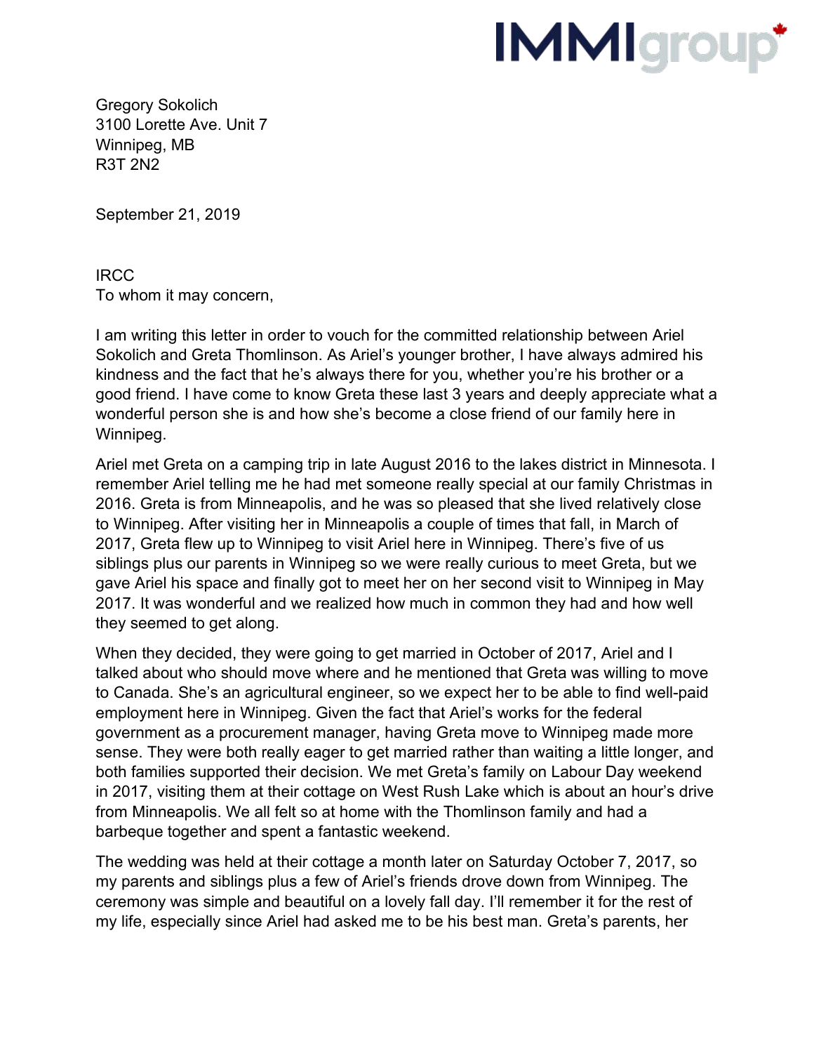Gregory Sokolich
3100 Lorette Ave. Unit 7
Winnipeg, MB
R3T 2N2

September 21, 2019

IRCC
To whom it may concern,

I am writing this letter in order to vouch for the committed relationship between Ariel Sokolich and Greta Thomlinson. As Ariel's younger brother, I have always admired his kindness and the fact that he's always there for you, whether you're his brother or a good friend. I have come to know Greta these last 3 years and deeply appreciate what a wonderful person she is and how she's become a close friend of our family here in Winnipeg.

Ariel met Greta on a camping trip in late August 2016 to the lakes district in Minnesota. I remember Ariel telling me he had met someone really special at our family Christmas in 2016. Greta is from Minneapolis, and he was so pleased that she lived relatively close to Winnipeg. After visiting her in Minneapolis a couple of times that fall, in March of 2017, Greta flew up to Winnipeg to visit Ariel here in Winnipeg. There's five of us siblings plus our parents in Winnipeg so we were really curious to meet Greta, but we gave Ariel his space and finally got to meet her on her second visit to Winnipeg in May 2017. It was wonderful and we realized how much in common they had and how well they seemed to get along.

When they decided, they were going to get married in October of 2017, Ariel and I talked about who should move where and he mentioned that Greta was willing to move to Canada. She's an agricultural engineer, so we expect her to be able to find well-paid employment here in Winnipeg. Given the fact that Ariel's works for the federal government as a procurement manager, having Greta move to Winnipeg made more sense. They were both really eager to get married rather than waiting a little longer, and both families supported their decision. We met Greta's family on Labour Day weekend in 2017, visiting them at their cottage on West Rush Lake which is about an hour's drive from Minneapolis. We all felt so at home with the Thomlinson family and had a barbeque together and spent a fantastic weekend.

The wedding was held at their cottage a month later on Saturday October 7, 2017, so my parents and siblings plus a few of Ariel's friends drove down from Winnipeg. The ceremony was simple and beautiful on a lovely fall day. I'll remember it for the rest of my life, especially since Ariel had asked me to be his best man. Greta's parents, her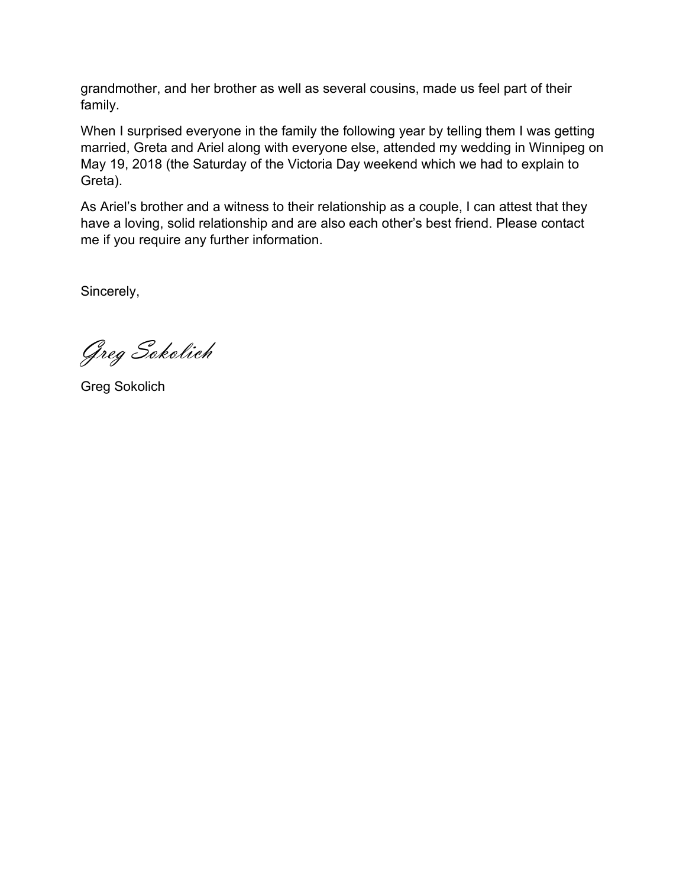grandmother, and her brother as well as several cousins, made us feel part of their family.

When I surprised everyone in the family the following year by telling them I was getting married, Greta and Ariel along with everyone else, attended my wedding in Winnipeg on May 19, 2018 (the Saturday of the Victoria Day weekend which we had to explain to Greta).

As Ariel's brother and a witness to their relationship as a couple, I can attest that they have a loving, solid relationship and are also each other's best friend. Please contact me if you require any further information.

Sincerely,

*Greg Sokolich*

Greg Sokolich